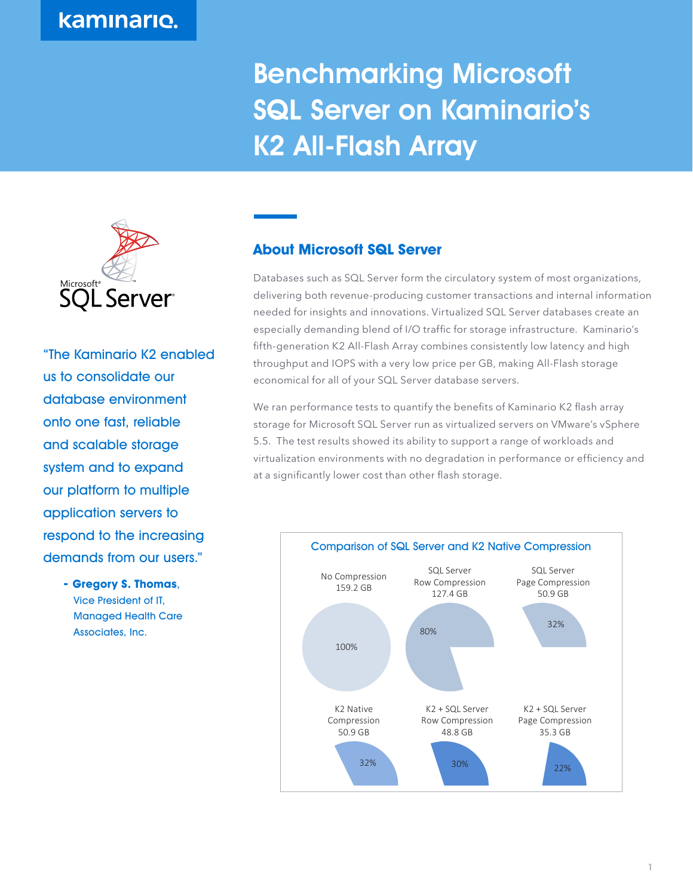kaminario.

# Benchmarking Microsoft SQL Server on Kaminario's K2 All-Flash Array

"The Kaminario K2 enabled us to consolidate our database environment onto one fast, reliable and scalable storage system and to expand our platform to multiple application servers to respond to the increasing demands from our users."

- **Gregory S. Thomas**, Vice President of IT, Managed Health Care Associates, Inc.

## About Microsoft SQL Server

Databases such as SQL Server form the circulatory system of most organizations, delivering both revenue-producing customer transactions and internal information needed for insights and innovations. Virtualized SQL Server databases create an especially demanding blend of I/O traffic for storage infrastructure. Kaminario's fifth-generation K2 All-Flash Array combines consistently low latency and high throughput and IOPS with a very low price per GB, making All-Flash storage economical for all of your SQL Server database servers.

We ran performance tests to quantify the benefits of Kaminario K2 flash array storage for Microsoft SQL Server run as virtualized servers on VMware's vSphere 5.5. The test results showed its ability to support a range of workloads and virtualization environments with no degradation in performance or efficiency and at a significantly lower cost than other flash storage.

**Comparison of SQL Server and K2 Native Compression**

| Configuration | Size | Percentage |
|---|---|---|
| No Compression | 159.2 GB | 100% |
| SQL Server Row Compression | 127.4 GB | 80% |
| SQL Server Page Compression | 50.9 GB | 32% |
| K2 Native Compression | 50.9 GB | 32% |
| K2 + SQL Server Row Compression | 48.8 GB | 30% |
| K2 + SQL Server Page Compression | 35.3 GB | 22% |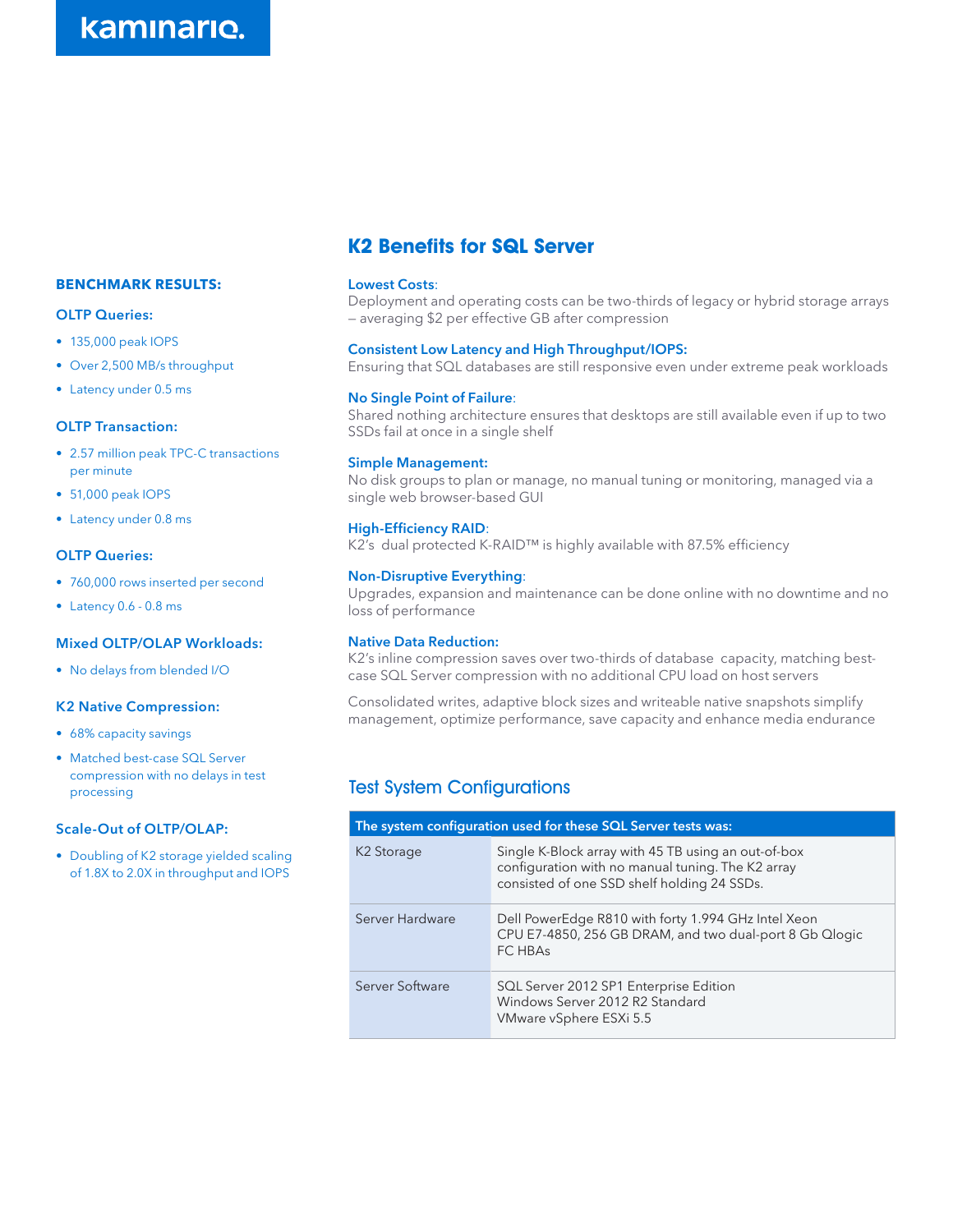## BENCHMARK RESULTS:

### OLTP Queries:

- 135,000 peak IOPS
- Over 2,500 MB/s throughput
- Latency under 0.5 ms

### OLTP Transaction:

- 2.57 million peak TPC-C transactions per minute
- 51,000 peak IOPS
- Latency under 0.8 ms

### OLTP Queries:

- 760,000 rows inserted per second
- Latency 0.6 - 0.8 ms

### Mixed OLTP/OLAP Workloads:

- No delays from blended I/O

### K2 Native Compression:

- 68% capacity savings
- Matched best-case SQL Server compression with no delays in test processing

### Scale-Out of OLTP/OLAP:

- Doubling of K2 storage yielded scaling of 1.8X to 2.0X in throughput and IOPS

## K2 Benefits for SQL Server

**Lowest Costs**:
Deployment and operating costs can be two-thirds of legacy or hybrid storage arrays – averaging $2 per effective GB after compression

**Consistent Low Latency and High Throughput/IOPS:**
Ensuring that SQL databases are still responsive even under extreme peak workloads

**No Single Point of Failure**:
Shared nothing architecture ensures that desktops are still available even if up to two SSDs fail at once in a single shelf

**Simple Management:**
No disk groups to plan or manage, no manual tuning or monitoring, managed via a single web browser-based GUI

**High-Efficiency RAID**:
K2's dual protected K-RAID™ is highly available with 87.5% efficiency

**Non-Disruptive Everything**:
Upgrades, expansion and maintenance can be done online with no downtime and no loss of performance

**Native Data Reduction:**
K2's inline compression saves over two-thirds of database capacity, matching best-case SQL Server compression with no additional CPU load on host servers

Consolidated writes, adaptive block sizes and writeable native snapshots simplify management, optimize performance, save capacity and enhance media endurance

## Test System Configurations

| The system configuration used for these SQL Server tests was: | |
|---|---|
| K2 Storage | Single K-Block array with 45 TB using an out-of-box configuration with no manual tuning. The K2 array consisted of one SSD shelf holding 24 SSDs. |
| Server Hardware | Dell PowerEdge R810 with forty 1.994 GHz Intel Xeon CPU E7-4850, 256 GB DRAM, and two dual-port 8 Gb Qlogic FC HBAs |
| Server Software | SQL Server 2012 SP1 Enterprise Edition<br>Windows Server 2012 R2 Standard<br>VMware vSphere ESXi 5.5 |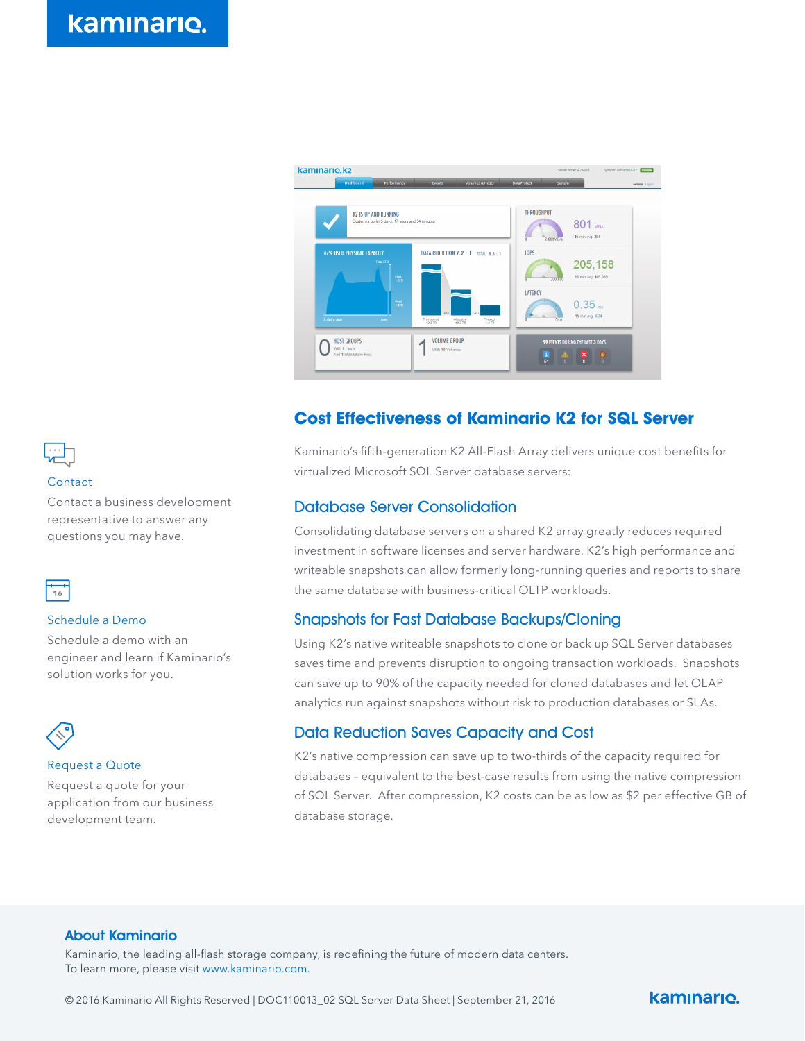## Cost Effectiveness of Kaminario K2 for SQL Server

Kaminario's fifth-generation K2 All-Flash Array delivers unique cost benefits for virtualized Microsoft SQL Server database servers:

### Database Server Consolidation

Consolidating database servers on a shared K2 array greatly reduces required investment in software licenses and server hardware. K2's high performance and writeable snapshots can allow formerly long-running queries and reports to share the same database with business-critical OLTP workloads.

### Snapshots for Fast Database Backups/Cloning

Using K2's native writeable snapshots to clone or back up SQL Server databases saves time and prevents disruption to ongoing transaction workloads. Snapshots can save up to 90% of the capacity needed for cloned databases and let OLAP analytics run against snapshots without risk to production databases or SLAs.

### Data Reduction Saves Capacity and Cost

K2's native compression can save up to two-thirds of the capacity required for databases – equivalent to the best-case results from using the native compression of SQL Server. After compression, K2 costs can be as low as $2 per effective GB of database storage.

### Contact

Contact a business development representative to answer any questions you may have.

### Schedule a Demo

Schedule a demo with an engineer and learn if Kaminario's solution works for you.

### Request a Quote

Request a quote for your application from our business development team.

### About Kaminario

Kaminario, the leading all-flash storage company, is redefining the future of modern data centers.
To learn more, please visit www.kaminario.com.

© 2016 Kaminario All Rights Reserved | DOC110013_02 SQL Server Data Sheet | September 21, 2016